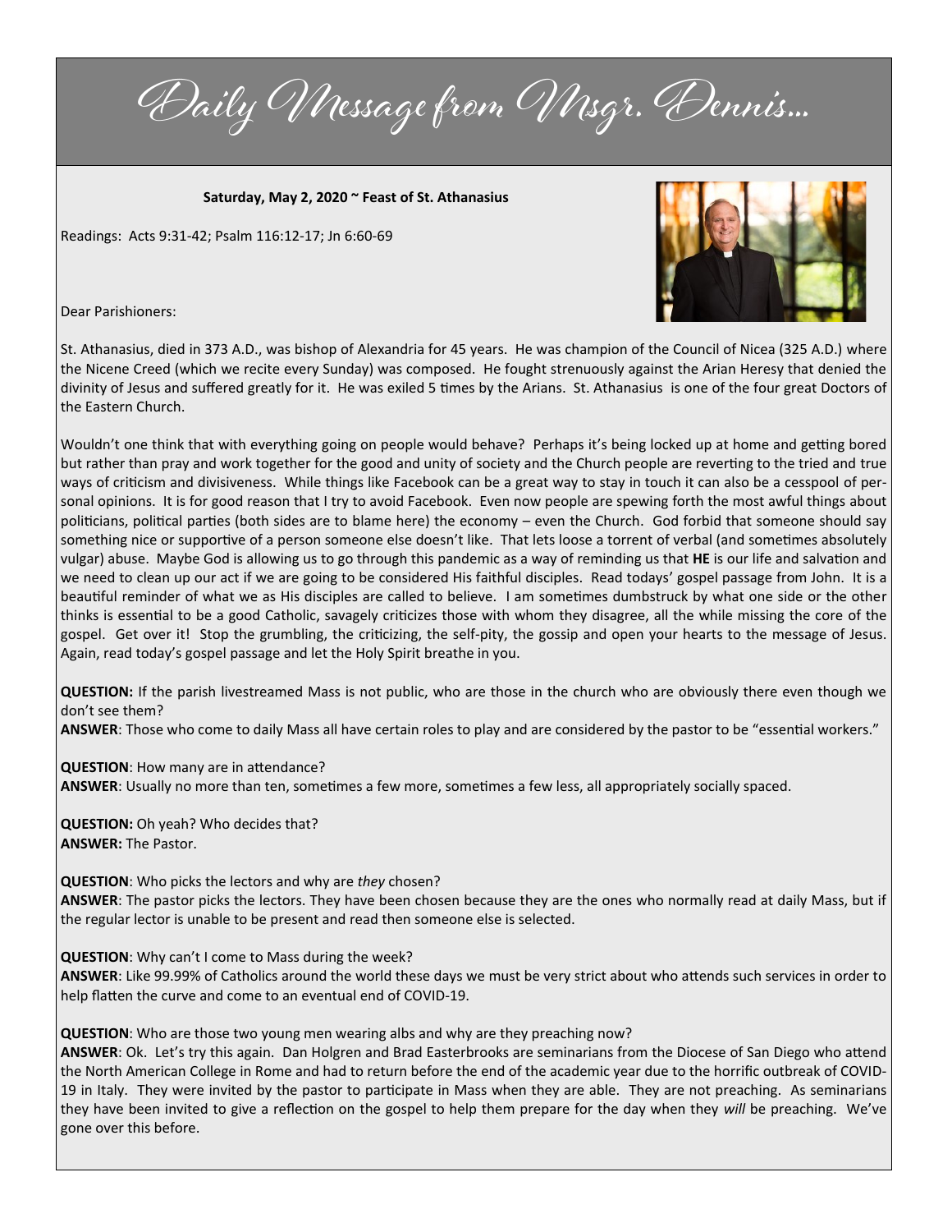# Daily Message from Msgr. Dennis...

**Saturday, May 2, 2020 ~ Feast of St. Athanasius**

Readings: Acts 9:31-42; Psalm 116:12-17; Jn 6:60-69

Dear Parishioners:

St. Athanasius, died in 373 A.D., was bishop of Alexandria for 45 years. He was champion of the Council of Nicea (325 A.D.) where the Nicene Creed (which we recite every Sunday) was composed. He fought strenuously against the Arian Heresy that denied the divinity of Jesus and suffered greatly for it. He was exiled 5 times by the Arians. St. Athanasius is one of the four great Doctors of the Eastern Church.

Wouldn't one think that with everything going on people would behave? Perhaps it's being locked up at home and getting bored but rather than pray and work together for the good and unity of society and the Church people are reverting to the tried and true ways of criticism and divisiveness. While things like Facebook can be a great way to stay in touch it can also be a cesspool of personal opinions. It is for good reason that I try to avoid Facebook. Even now people are spewing forth the most awful things about politicians, political parties (both sides are to blame here) the economy – even the Church. God forbid that someone should say something nice or supportive of a person someone else doesn't like. That lets loose a torrent of verbal (and sometimes absolutely vulgar) abuse. Maybe God is allowing us to go through this pandemic as a way of reminding us that **HE** is our life and salvation and we need to clean up our act if we are going to be considered His faithful disciples. Read todays' gospel passage from John. It is a beautiful reminder of what we as His disciples are called to believe. I am sometimes dumbstruck by what one side or the other thinks is essential to be a good Catholic, savagely criticizes those with whom they disagree, all the while missing the core of the gospel. Get over it! Stop the grumbling, the criticizing, the self-pity, the gossip and open your hearts to the message of Jesus. Again, read today's gospel passage and let the Holy Spirit breathe in you.

**QUESTION:** If the parish livestreamed Mass is not public, who are those in the church who are obviously there even though we don't see them?
**ANSWER**: Those who come to daily Mass all have certain roles to play and are considered by the pastor to be "essential workers."

**QUESTION**: How many are in attendance?
**ANSWER**: Usually no more than ten, sometimes a few more, sometimes a few less, all appropriately socially spaced.

**QUESTION:** Oh yeah? Who decides that?
**ANSWER:** The Pastor.

**QUESTION**: Who picks the lectors and why are *they* chosen?
**ANSWER**: The pastor picks the lectors. They have been chosen because they are the ones who normally read at daily Mass, but if the regular lector is unable to be present and read then someone else is selected.

**QUESTION**: Why can't I come to Mass during the week?
**ANSWER**: Like 99.99% of Catholics around the world these days we must be very strict about who attends such services in order to help flatten the curve and come to an eventual end of COVID-19.

**QUESTION**: Who are those two young men wearing albs and why are they preaching now?
**ANSWER**: Ok. Let's try this again. Dan Holgren and Brad Easterbrooks are seminarians from the Diocese of San Diego who attend the North American College in Rome and had to return before the end of the academic year due to the horrific outbreak of COVID-19 in Italy. They were invited by the pastor to participate in Mass when they are able. They are not preaching. As seminarians they have been invited to give a reflection on the gospel to help them prepare for the day when they *will* be preaching. We've gone over this before.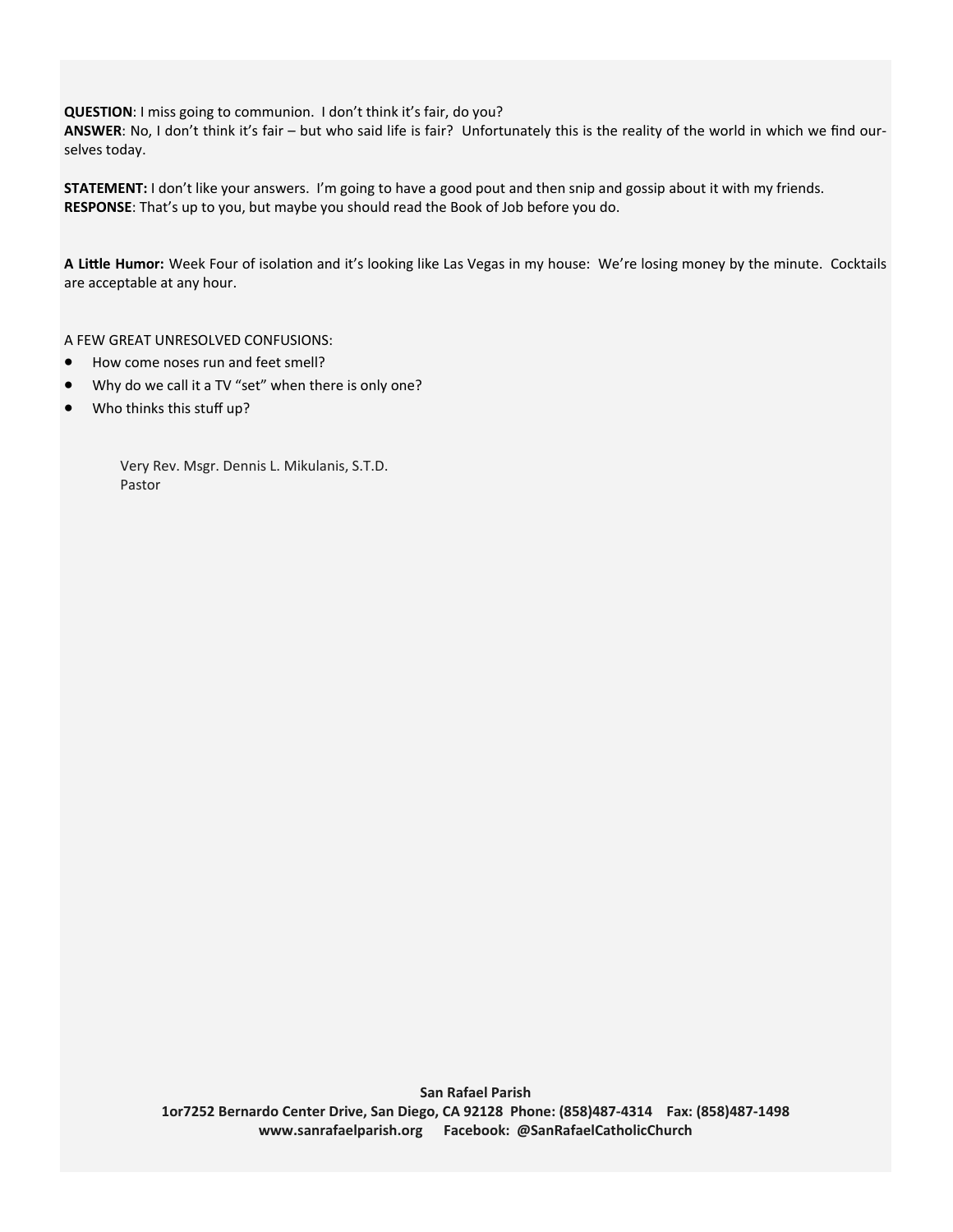**QUESTION**: I miss going to communion. I don't think it's fair, do you?
**ANSWER**: No, I don't think it's fair – but who said life is fair? Unfortunately this is the reality of the world in which we find ourselves today.

**STATEMENT:** I don't like your answers. I'm going to have a good pout and then snip and gossip about it with my friends.
**RESPONSE**: That's up to you, but maybe you should read the Book of Job before you do.

**A Little Humor:** Week Four of isolation and it's looking like Las Vegas in my house: We're losing money by the minute. Cocktails are acceptable at any hour.

A FEW GREAT UNRESOLVED CONFUSIONS:

- How come noses run and feet smell?
- Why do we call it a TV "set" when there is only one?
- Who thinks this stuff up?

Very Rev. Msgr. Dennis L. Mikulanis, S.T.D.
Pastor

**San Rafael Parish**
**1or7252 Bernardo Center Drive, San Diego, CA 92128 Phone: (858)487-4314 Fax: (858)487-1498**
**www.sanrafaelparish.org Facebook: @SanRafaelCatholicChurch**